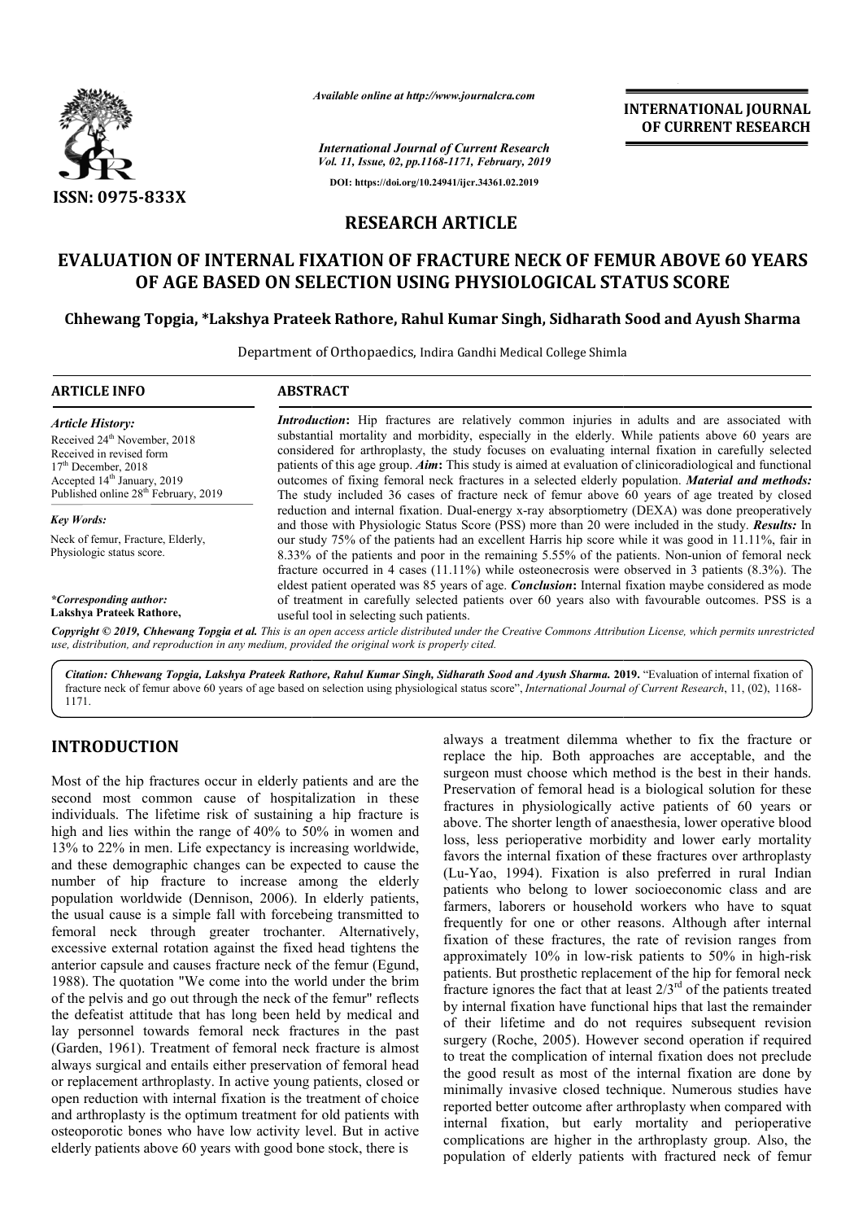*Available online at http://www.journalcra.com*

*International Journal of Current Research*
*Vol. 11, Issue, 02, pp.1168-1171, February, 2019*

**DOI: https://doi.org/10.24941/ijcr.34361.02.2019**

**ISSN: 0975-833X**

**INTERNATIONAL JOURNAL OF CURRENT RESEARCH**

## RESEARCH ARTICLE

# EVALUATION OF INTERNAL FIXATION OF FRACTURE NECK OF FEMUR ABOVE 60 YEARS OF AGE BASED ON SELECTION USING PHYSIOLOGICAL STATUS SCORE

**Chhewang Topgia, \*Lakshya Prateek Rathore, Rahul Kumar Singh, Sidharath Sood and Ayush Sharma**

Department of Orthopaedics, Indira Gandhi Medical College Shimla

### ARTICLE INFO

*Article History:*
Received 24th November, 2018
Received in revised form
17th December, 2018
Accepted 14th January, 2019
Published online 28th February, 2019

*Key Words:*
Neck of femur, Fracture, Elderly, Physiologic status score.

*\*Corresponding author:*
**Lakshya Prateek Rathore,**

### ABSTRACT

***Introduction*:** Hip fractures are relatively common injuries in adults and are associated with substantial mortality and morbidity, especially in the elderly. While patients above 60 years are considered for arthroplasty, the study focuses on evaluating internal fixation in carefully selected patients of this age group. ***Aim*:** This study is aimed at evaluation of clinicoradiological and functional outcomes of fixing femoral neck fractures in a selected elderly population. ***Material and methods:*** The study included 36 cases of fracture neck of femur above 60 years of age treated by closed reduction and internal fixation. Dual-energy x-ray absorptiometry (DEXA) was done preoperatively and those with Physiologic Status Score (PSS) more than 20 were included in the study. ***Results:*** In our study 75% of the patients had an excellent Harris hip score while it was good in 11.11%, fair in 8.33% of the patients and poor in the remaining 5.55% of the patients. Non-union of femoral neck fracture occurred in 4 cases (11.11%) while osteonecrosis were observed in 3 patients (8.3%). The eldest patient operated was 85 years of age. ***Conclusion*:** Internal fixation maybe considered as mode of treatment in carefully selected patients over 60 years also with favourable outcomes. PSS is a useful tool in selecting such patients.

**Copyright © 2019, Chhewang Topgia et al.** *This is an open access article distributed under the Creative Commons Attribution License, which permits unrestricted use, distribution, and reproduction in any medium, provided the original work is properly cited.*

***Citation:*** *Chhewang Topgia, Lakshya Prateek Rathore, Rahul Kumar Singh, Sidharath Sood and Ayush Sharma.* **2019.** "Evaluation of internal fixation of fracture neck of femur above 60 years of age based on selection using physiological status score", *International Journal of Current Research*, 11, (02), 1168-1171.

## INTRODUCTION

Most of the hip fractures occur in elderly patients and are the second most common cause of hospitalization in these individuals. The lifetime risk of sustaining a hip fracture is high and lies within the range of 40% to 50% in women and 13% to 22% in men. Life expectancy is increasing worldwide, and these demographic changes can be expected to cause the number of hip fracture to increase among the elderly population worldwide (Dennison, 2006). In elderly patients, the usual cause is a simple fall with forcebeing transmitted to femoral neck through greater trochanter. Alternatively, excessive external rotation against the fixed head tightens the anterior capsule and causes fracture neck of the femur (Egund, 1988). The quotation "We come into the world under the brim of the pelvis and go out through the neck of the femur" reflects the defeatist attitude that has long been held by medical and lay personnel towards femoral neck fractures in the past (Garden, 1961). Treatment of femoral neck fracture is almost always surgical and entails either preservation of femoral head or replacement arthroplasty. In active young patients, closed or open reduction with internal fixation is the treatment of choice and arthroplasty is the optimum treatment for old patients with osteoporotic bones who have low activity level. But in active elderly patients above 60 years with good bone stock, there is always a treatment dilemma whether to fix the fracture or replace the hip. Both approaches are acceptable, and the surgeon must choose which method is the best in their hands. Preservation of femoral head is a biological solution for these fractures in physiologically active patients of 60 years or above. The shorter length of anaesthesia, lower operative blood loss, less perioperative morbidity and lower early mortality favors the internal fixation of these fractures over arthroplasty (Lu-Yao, 1994). Fixation is also preferred in rural Indian patients who belong to lower socioeconomic class and are farmers, laborers or household workers who have to squat frequently for one or other reasons. Although after internal fixation of these fractures, the rate of revision ranges from approximately 10% in low-risk patients to 50% in high-risk patients. But prosthetic replacement of the hip for femoral neck fracture ignores the fact that at least 2/3rd of the patients treated by internal fixation have functional hips that last the remainder of their lifetime and do not requires subsequent revision surgery (Roche, 2005). However second operation if required to treat the complication of internal fixation does not preclude the good result as most of the internal fixation are done by minimally invasive closed technique. Numerous studies have reported better outcome after arthroplasty when compared with internal fixation, but early mortality and perioperative complications are higher in the arthroplasty group. Also, the population of elderly patients with fractured neck of femur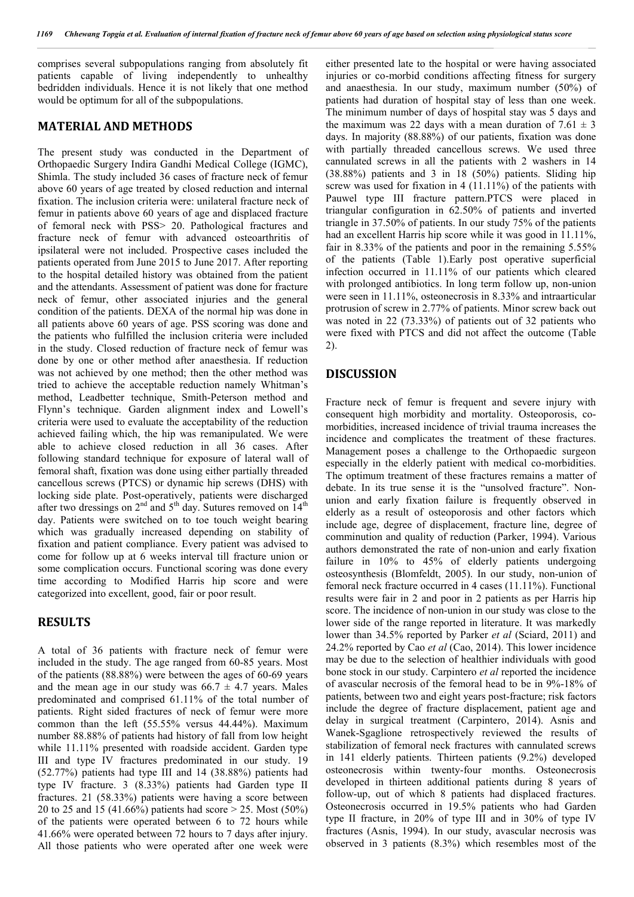comprises several subpopulations ranging from absolutely fit patients capable of living independently to unhealthy bedridden individuals. Hence it is not likely that one method would be optimum for all of the subpopulations.

## MATERIAL AND METHODS

The present study was conducted in the Department of Orthopaedic Surgery Indira Gandhi Medical College (IGMC), Shimla. The study included 36 cases of fracture neck of femur above 60 years of age treated by closed reduction and internal fixation. The inclusion criteria were: unilateral fracture neck of femur in patients above 60 years of age and displaced fracture of femoral neck with PSS> 20. Pathological fractures and fracture neck of femur with advanced osteoarthritis of ipsilateral were not included. Prospective cases included the patients operated from June 2015 to June 2017. After reporting to the hospital detailed history was obtained from the patient and the attendants. Assessment of patient was done for fracture neck of femur, other associated injuries and the general condition of the patients. DEXA of the normal hip was done in all patients above 60 years of age. PSS scoring was done and the patients who fulfilled the inclusion criteria were included in the study. Closed reduction of fracture neck of femur was done by one or other method after anaesthesia. If reduction was not achieved by one method; then the other method was tried to achieve the acceptable reduction namely Whitman's method, Leadbetter technique, Smith-Peterson method and Flynn's technique. Garden alignment index and Lowell's criteria were used to evaluate the acceptability of the reduction achieved failing which, the hip was remanipulated. We were able to achieve closed reduction in all 36 cases. After following standard technique for exposure of lateral wall of femoral shaft, fixation was done using either partially threaded cancellous screws (PTCS) or dynamic hip screws (DHS) with locking side plate. Post-operatively, patients were discharged after two dressings on 2nd and 5th day. Sutures removed on 14th day. Patients were switched on to toe touch weight bearing which was gradually increased depending on stability of fixation and patient compliance. Every patient was advised to come for follow up at 6 weeks interval till fracture union or some complication occurs. Functional scoring was done every time according to Modified Harris hip score and were categorized into excellent, good, fair or poor result.

## RESULTS

A total of 36 patients with fracture neck of femur were included in the study. The age ranged from 60-85 years. Most of the patients (88.88%) were between the ages of 60-69 years and the mean age in our study was $66.7 \pm 4.7$ years. Males predominated and comprised 61.11% of the total number of patients. Right sided fractures of neck of femur were more common than the left (55.55% versus 44.44%). Maximum number 88.88% of patients had history of fall from low height while 11.11% presented with roadside accident. Garden type III and type IV fractures predominated in our study. 19 (52.77%) patients had type III and 14 (38.88%) patients had type IV fracture. 3 (8.33%) patients had Garden type II fractures. 21 (58.33%) patients were having a score between 20 to 25 and 15 (41.66%) patients had score > 25. Most (50%) of the patients were operated between 6 to 72 hours while 41.66% were operated between 72 hours to 7 days after injury. All those patients who were operated after one week were either presented late to the hospital or were having associated injuries or co-morbid conditions affecting fitness for surgery and anaesthesia. In our study, maximum number (50%) of patients had duration of hospital stay of less than one week. The minimum number of days of hospital stay was 5 days and the maximum was 22 days with a mean duration of $7.61 \pm 3$ days. In majority (88.88%) of our patients, fixation was done with partially threaded cancellous screws. We used three cannulated screws in all the patients with 2 washers in 14 (38.88%) patients and 3 in 18 (50%) patients. Sliding hip screw was used for fixation in 4 (11.11%) of the patients with Pauwel type III fracture pattern.PTCS were placed in triangular configuration in 62.50% of patients and inverted triangle in 37.50% of patients. In our study 75% of the patients had an excellent Harris hip score while it was good in 11.11%, fair in 8.33% of the patients and poor in the remaining 5.55% of the patients (Table 1).Early post operative superficial infection occurred in 11.11% of our patients which cleared with prolonged antibiotics. In long term follow up, non-union were seen in 11.11%, osteonecrosis in 8.33% and intraarticular protrusion of screw in 2.77% of patients. Minor screw back out was noted in 22 (73.33%) of patients out of 32 patients who were fixed with PTCS and did not affect the outcome (Table 2).

## DISCUSSION

Fracture neck of femur is frequent and severe injury with consequent high morbidity and mortality. Osteoporosis, co-morbidities, increased incidence of trivial trauma increases the incidence and complicates the treatment of these fractures. Management poses a challenge to the Orthopaedic surgeon especially in the elderly patient with medical co-morbidities. The optimum treatment of these fractures remains a matter of debate. In its true sense it is the "unsolved fracture". Non-union and early fixation failure is frequently observed in elderly as a result of osteoporosis and other factors which include age, degree of displacement, fracture line, degree of comminution and quality of reduction (Parker, 1994). Various authors demonstrated the rate of non-union and early fixation failure in 10% to 45% of elderly patients undergoing osteosynthesis (Blomfeldt, 2005). In our study, non-union of femoral neck fracture occurred in 4 cases (11.11%). Functional results were fair in 2 and poor in 2 patients as per Harris hip score. The incidence of non-union in our study was close to the lower side of the range reported in literature. It was markedly lower than 34.5% reported by Parker *et al* (Sciard, 2011) and 24.2% reported by Cao *et al* (Cao, 2014). This lower incidence may be due to the selection of healthier individuals with good bone stock in our study. Carpintero *et al* reported the incidence of avascular necrosis of the femoral head to be in 9%-18% of patients, between two and eight years post-fracture; risk factors include the degree of fracture displacement, patient age and delay in surgical treatment (Carpintero, 2014). Asnis and Wanek-Sgaglione retrospectively reviewed the results of stabilization of femoral neck fractures with cannulated screws in 141 elderly patients. Thirteen patients (9.2%) developed osteonecrosis within twenty-four months. Osteonecrosis developed in thirteen additional patients during 8 years of follow-up, out of which 8 patients had displaced fractures. Osteonecrosis occurred in 19.5% patients who had Garden type II fracture, in 20% of type III and in 30% of type IV fractures (Asnis, 1994). In our study, avascular necrosis was observed in 3 patients (8.3%) which resembles most of the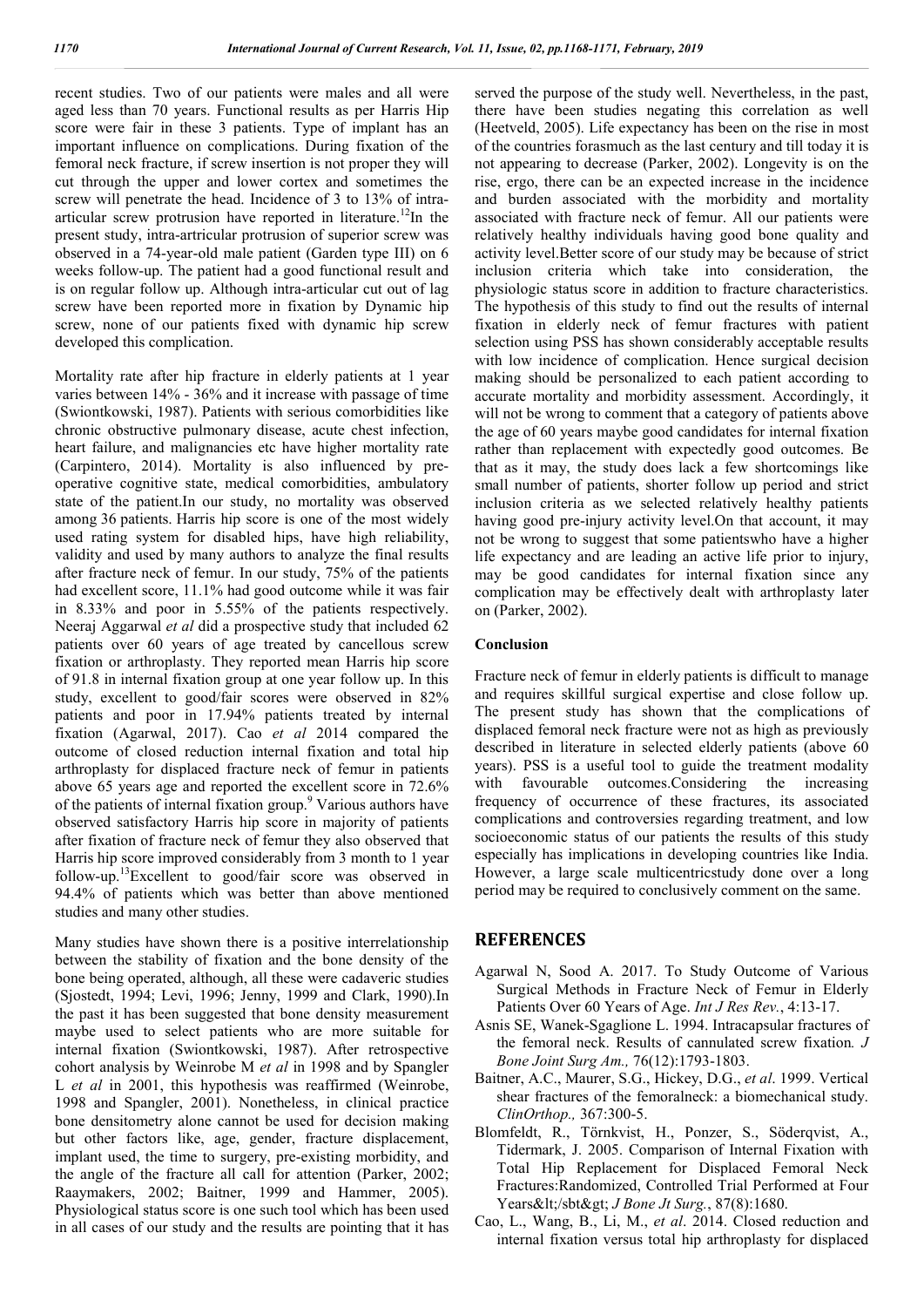recent studies. Two of our patients were males and all were aged less than 70 years. Functional results as per Harris Hip score were fair in these 3 patients. Type of implant has an important influence on complications. During fixation of the femoral neck fracture, if screw insertion is not proper they will cut through the upper and lower cortex and sometimes the screw will penetrate the head. Incidence of 3 to 13% of intra-articular screw protrusion have reported in literature.[12]In the present study, intra-artricular protrusion of superior screw was observed in a 74-year-old male patient (Garden type III) on 6 weeks follow-up. The patient had a good functional result and is on regular follow up. Although intra-articular cut out of lag screw have been reported more in fixation by Dynamic hip screw, none of our patients fixed with dynamic hip screw developed this complication.

Mortality rate after hip fracture in elderly patients at 1 year varies between 14% - 36% and it increase with passage of time (Swiontkowski, 1987). Patients with serious comorbidities like chronic obstructive pulmonary disease, acute chest infection, heart failure, and malignancies etc have higher mortality rate (Carpintero, 2014). Mortality is also influenced by pre-operative cognitive state, medical comorbidities, ambulatory state of the patient.In our study, no mortality was observed among 36 patients. Harris hip score is one of the most widely used rating system for disabled hips, have high reliability, validity and used by many authors to analyze the final results after fracture neck of femur. In our study, 75% of the patients had excellent score, 11.1% had good outcome while it was fair in 8.33% and poor in 5.55% of the patients respectively. Neeraj Aggarwal *et al* did a prospective study that included 62 patients over 60 years of age treated by cancellous screw fixation or arthroplasty. They reported mean Harris hip score of 91.8 in internal fixation group at one year follow up. In this study, excellent to good/fair scores were observed in 82% patients and poor in 17.94% patients treated by internal fixation (Agarwal, 2017). Cao *et al* 2014 compared the outcome of closed reduction internal fixation and total hip arthroplasty for displaced fracture neck of femur in patients above 65 years age and reported the excellent score in 72.6% of the patients of internal fixation group.[9] Various authors have observed satisfactory Harris hip score in majority of patients after fixation of fracture neck of femur they also observed that Harris hip score improved considerably from 3 month to 1 year follow-up.[13]Excellent to good/fair score was observed in 94.4% of patients which was better than above mentioned studies and many other studies.

Many studies have shown there is a positive interrelationship between the stability of fixation and the bone density of the bone being operated, although, all these were cadaveric studies (Sjostedt, 1994; Levi, 1996; Jenny, 1999 and Clark, 1990).In the past it has been suggested that bone density measurement maybe used to select patients who are more suitable for internal fixation (Swiontkowski, 1987). After retrospective cohort analysis by Weinrobe M *et al* in 1998 and by Spangler L *et al* in 2001, this hypothesis was reaffirmed (Weinrobe, 1998 and Spangler, 2001). Nonetheless, in clinical practice bone densitometry alone cannot be used for decision making but other factors like, age, gender, fracture displacement, implant used, the time to surgery, pre-existing morbidity, and the angle of the fracture all call for attention (Parker, 2002; Raaymakers, 2002; Baitner, 1999 and Hammer, 2005). Physiological status score is one such tool which has been used in all cases of our study and the results are pointing that it has served the purpose of the study well. Nevertheless, in the past, there have been studies negating this correlation as well (Heetveld, 2005). Life expectancy has been on the rise in most of the countries forasmuch as the last century and till today it is not appearing to decrease (Parker, 2002). Longevity is on the rise, ergo, there can be an expected increase in the incidence and burden associated with the morbidity and mortality associated with fracture neck of femur. All our patients were relatively healthy individuals having good bone quality and activity level.Better score of our study may be because of strict inclusion criteria which take into consideration, the physiologic status score in addition to fracture characteristics. The hypothesis of this study to find out the results of internal fixation in elderly neck of femur fractures with patient selection using PSS has shown considerably acceptable results with low incidence of complication. Hence surgical decision making should be personalized to each patient according to accurate mortality and morbidity assessment. Accordingly, it will not be wrong to comment that a category of patients above the age of 60 years maybe good candidates for internal fixation rather than replacement with expectedly good outcomes. Be that as it may, the study does lack a few shortcomings like small number of patients, shorter follow up period and strict inclusion criteria as we selected relatively healthy patients having good pre-injury activity level.On that account, it may not be wrong to suggest that some patientswho have a higher life expectancy and are leading an active life prior to injury, may be good candidates for internal fixation since any complication may be effectively dealt with arthroplasty later on (Parker, 2002).

### Conclusion

Fracture neck of femur in elderly patients is difficult to manage and requires skillful surgical expertise and close follow up. The present study has shown that the complications of displaced femoral neck fracture were not as high as previously described in literature in selected elderly patients (above 60 years). PSS is a useful tool to guide the treatment modality with favourable outcomes.Considering the increasing frequency of occurrence of these fractures, its associated complications and controversies regarding treatment, and low socioeconomic status of our patients the results of this study especially has implications in developing countries like India. However, a large scale multicentricstudy done over a long period may be required to conclusively comment on the same.

## REFERENCES

Agarwal N, Sood A. 2017. To Study Outcome of Various Surgical Methods in Fracture Neck of Femur in Elderly Patients Over 60 Years of Age. *Int J Res Rev.*, 4:13-17.

Asnis SE, Wanek-Sgaglione L. 1994. Intracapsular fractures of the femoral neck. Results of cannulated screw fixation*. J Bone Joint Surg Am.,* 76(12):1793-1803.

Baitner, A.C., Maurer, S.G., Hickey, D.G., *et al*. 1999. Vertical shear fractures of the femoralneck: a biomechanical study. *ClinOrthop.,* 367:300-5.

Blomfeldt, R., Törnkvist, H., Ponzer, S., Söderqvist, A., Tidermark, J. 2005. Comparison of Internal Fixation with Total Hip Replacement for Displaced Femoral Neck Fractures:Randomized, Controlled Trial Performed at Four Years&lt;/sbt&gt; *J Bone Jt Surg.*, 87(8):1680.

Cao, L., Wang, B., Li, M., *et al*. 2014. Closed reduction and internal fixation versus total hip arthroplasty for displaced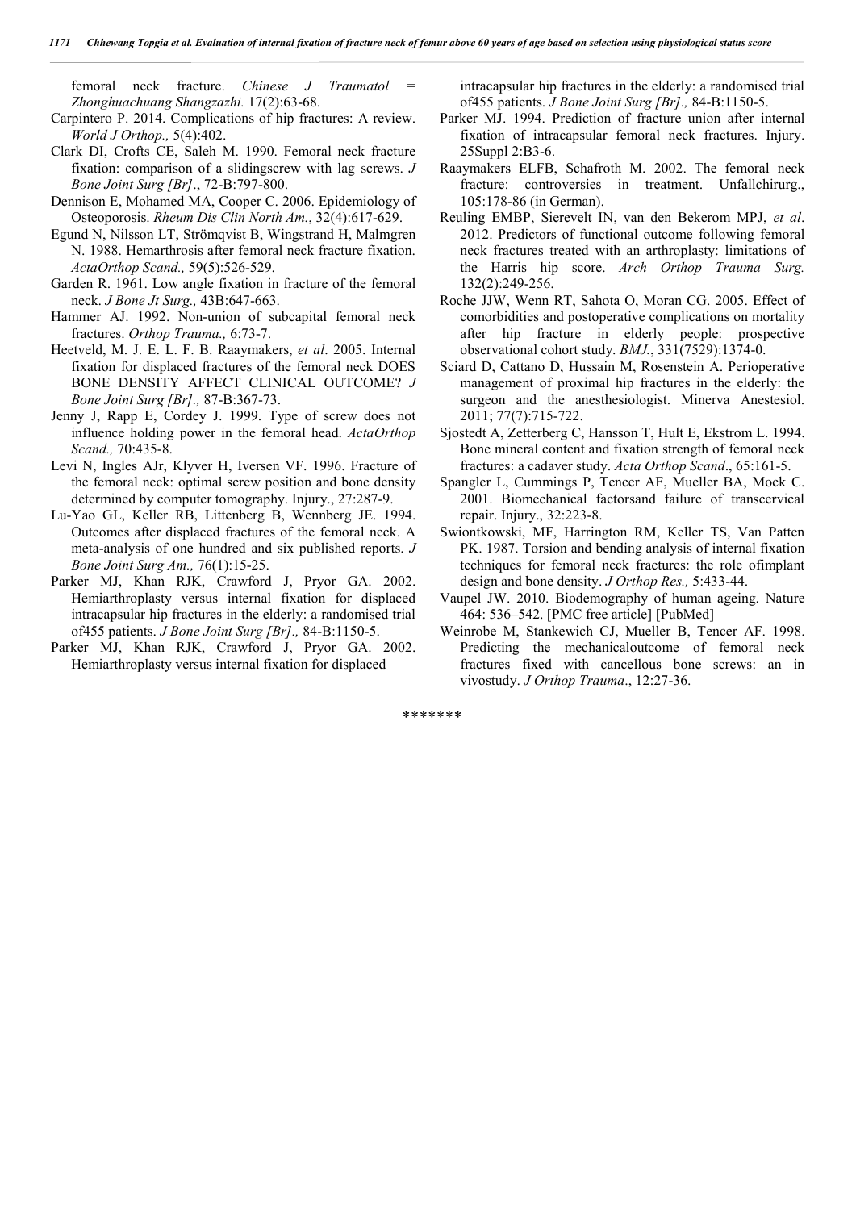femoral neck fracture. *Chinese J Traumatol = Zhonghuachuang Shangzazhi.* 17(2):63-68.

Carpintero P. 2014. Complications of hip fractures: A review. *World J Orthop.,* 5(4):402.

Clark DI, Crofts CE, Saleh M. 1990. Femoral neck fracture fixation: comparison of a slidingscrew with lag screws. *J Bone Joint Surg [Br].*, 72-B:797-800.

Dennison E, Mohamed MA, Cooper C. 2006. Epidemiology of Osteoporosis. *Rheum Dis Clin North Am.*, 32(4):617-629.

Egund N, Nilsson LT, Strömqvist B, Wingstrand H, Malmgren N. 1988. Hemarthrosis after femoral neck fracture fixation. *ActaOrthop Scand.,* 59(5):526-529.

Garden R. 1961. Low angle fixation in fracture of the femoral neck. *J Bone Jt Surg.,* 43B:647-663.

Hammer AJ. 1992. Non-union of subcapital femoral neck fractures. *Orthop Trauma.,* 6:73-7.

Heetveld, M. J. E. L. F. B. Raaymakers, *et al*. 2005. Internal fixation for displaced fractures of the femoral neck DOES BONE DENSITY AFFECT CLINICAL OUTCOME? *J Bone Joint Surg [Br].,* 87-B:367-73.

Jenny J, Rapp E, Cordey J. 1999. Type of screw does not influence holding power in the femoral head. *ActaOrthop Scand.,* 70:435-8.

Levi N, Ingles AJr, Klyver H, Iversen VF. 1996. Fracture of the femoral neck: optimal screw position and bone density determined by computer tomography. Injury., 27:287-9.

Lu-Yao GL, Keller RB, Littenberg B, Wennberg JE. 1994. Outcomes after displaced fractures of the femoral neck. A meta-analysis of one hundred and six published reports. *J Bone Joint Surg Am.,* 76(1):15-25.

Parker MJ, Khan RJK, Crawford J, Pryor GA. 2002. Hemiarthroplasty versus internal fixation for displaced intracapsular hip fractures in the elderly: a randomised trial of455 patients. *J Bone Joint Surg [Br].,* 84-B:1150-5.

Parker MJ, Khan RJK, Crawford J, Pryor GA. 2002. Hemiarthroplasty versus internal fixation for displaced intracapsular hip fractures in the elderly: a randomised trial of455 patients. *J Bone Joint Surg [Br].,* 84-B:1150-5.

Parker MJ. 1994. Prediction of fracture union after internal fixation of intracapsular femoral neck fractures. Injury. 25Suppl 2:B3-6.

Raaymakers ELFB, Schafroth M. 2002. The femoral neck fracture: controversies in treatment. Unfallchirurg., 105:178-86 (in German).

Reuling EMBP, Sierevelt IN, van den Bekerom MPJ, *et al*. 2012. Predictors of functional outcome following femoral neck fractures treated with an arthroplasty: limitations of the Harris hip score. *Arch Orthop Trauma Surg.* 132(2):249-256.

Roche JJW, Wenn RT, Sahota O, Moran CG. 2005. Effect of comorbidities and postoperative complications on mortality after hip fracture in elderly people: prospective observational cohort study. *BMJ.*, 331(7529):1374-0.

Sciard D, Cattano D, Hussain M, Rosenstein A. Perioperative management of proximal hip fractures in the elderly: the surgeon and the anesthesiologist. Minerva Anestesiol. 2011; 77(7):715-722.

Sjostedt A, Zetterberg C, Hansson T, Hult E, Ekstrom L. 1994. Bone mineral content and fixation strength of femoral neck fractures: a cadaver study. *Acta Orthop Scand*., 65:161-5.

Spangler L, Cummings P, Tencer AF, Mueller BA, Mock C. 2001. Biomechanical factorsand failure of transcervical repair. Injury., 32:223-8.

Swiontkowski, MF, Harrington RM, Keller TS, Van Patten PK. 1987. Torsion and bending analysis of internal fixation techniques for femoral neck fractures: the role ofimplant design and bone density. *J Orthop Res.,* 5:433-44.

Vaupel JW. 2010. Biodemography of human ageing. Nature 464: 536–542. [PMC free article] [PubMed]

Weinrobe M, Stankewich CJ, Mueller B, Tencer AF. 1998. Predicting the mechanicaloutcome of femoral neck fractures fixed with cancellous bone screws: an in vivostudy. *J Orthop Trauma*., 12:27-36.

*******